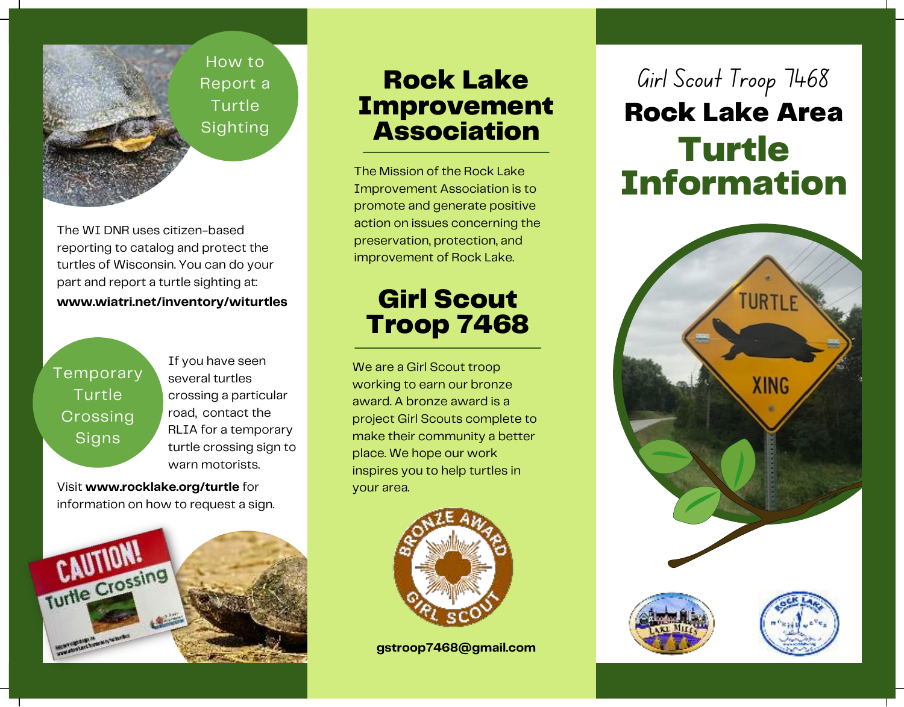## How to Report a Turtle Sighting

The WI DNR uses citizen-based reporting to catalog and protect the turtles of Wisconsin. You can do your part and report a turtle sighting at:
**www.wiatri.net/inventory/witurtles**

## Temporary Turtle Crossing Signs

If you have seen several turtles crossing a particular road, contact the RLIA for a temporary turtle crossing sign to warn motorists.

Visit **www.rocklake.org/turtle** for information on how to request a sign.

# Rock Lake Improvement Association

The Mission of the Rock Lake Improvement Association is to promote and generate positive action on issues concerning the preservation, protection, and improvement of Rock Lake.

# Girl Scout Troop 7468

We are a Girl Scout troop working to earn our bronze award. A bronze award is a project Girl Scouts complete to make their community a better place. We hope our work inspires you to help turtles in your area.

**gstroop7468@gmail.com**

*Girl Scout Troop 7468*

# Rock Lake Area Turtle Information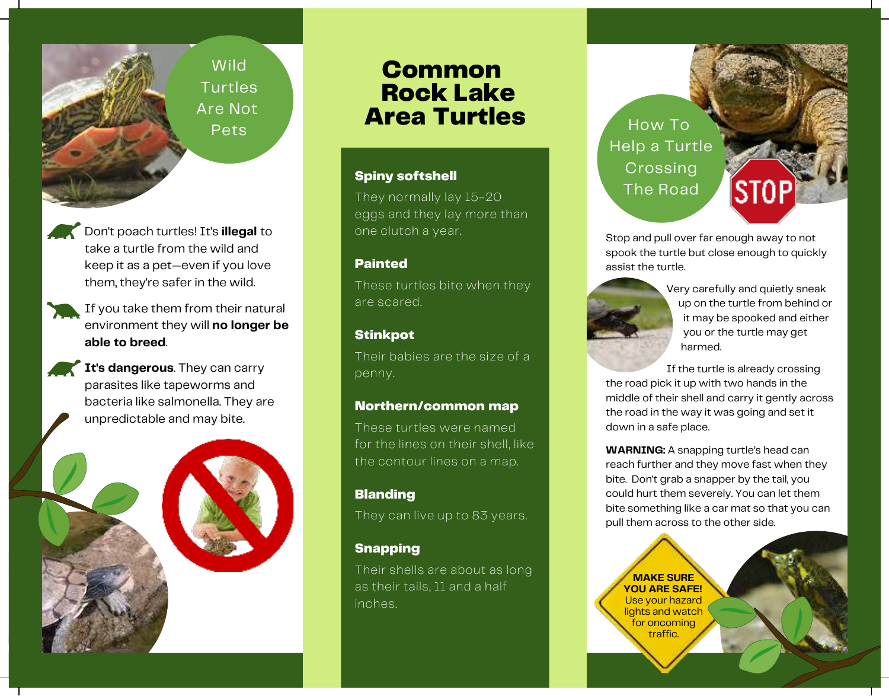## Wild Turtles Are Not Pets

- Don't poach turtles! It's **illegal** to take a turtle from the wild and keep it as a pet—even if you love them, they're safer in the wild.
- If you take them from their natural environment they will **no longer be able to breed**.
- **It's dangerous**. They can carry parasites like tapeworms and bacteria like salmonella. They are unpredictable and may bite.

# Common Rock Lake Area Turtles

**Spiny softshell**

They normally lay 15-20 eggs and they lay more than one clutch a year.

**Painted**

These turtles bite when they are scared.

**Stinkpot**

Their babies are the size of a penny.

**Northern/common map**

These turtles were named for the lines on their shell, like the contour lines on a map.

**Blanding**

They can live up to 83 years.

**Snapping**

Their shells are about as long as their tails, 11 and a half inches.

## How To Help a Turtle Crossing The Road

STOP

Stop and pull over far enough away to not spook the turtle but close enough to quickly assist the turtle.

Very carefully and quietly sneak up on the turtle from behind or it may be spooked and either you or the turtle may get harmed.

If the turtle is already crossing the road pick it up with two hands in the middle of their shell and carry it gently across the road in the way it was going and set it down in a safe place.

**WARNING:** A snapping turtle's head can reach further and they move fast when they bite. Don't grab a snapper by the tail, you could hurt them severely. You can let them bite something like a car mat so that you can pull them across to the other side.

**MAKE SURE YOU ARE SAFE!** Use your hazard lights and watch for oncoming traffic.